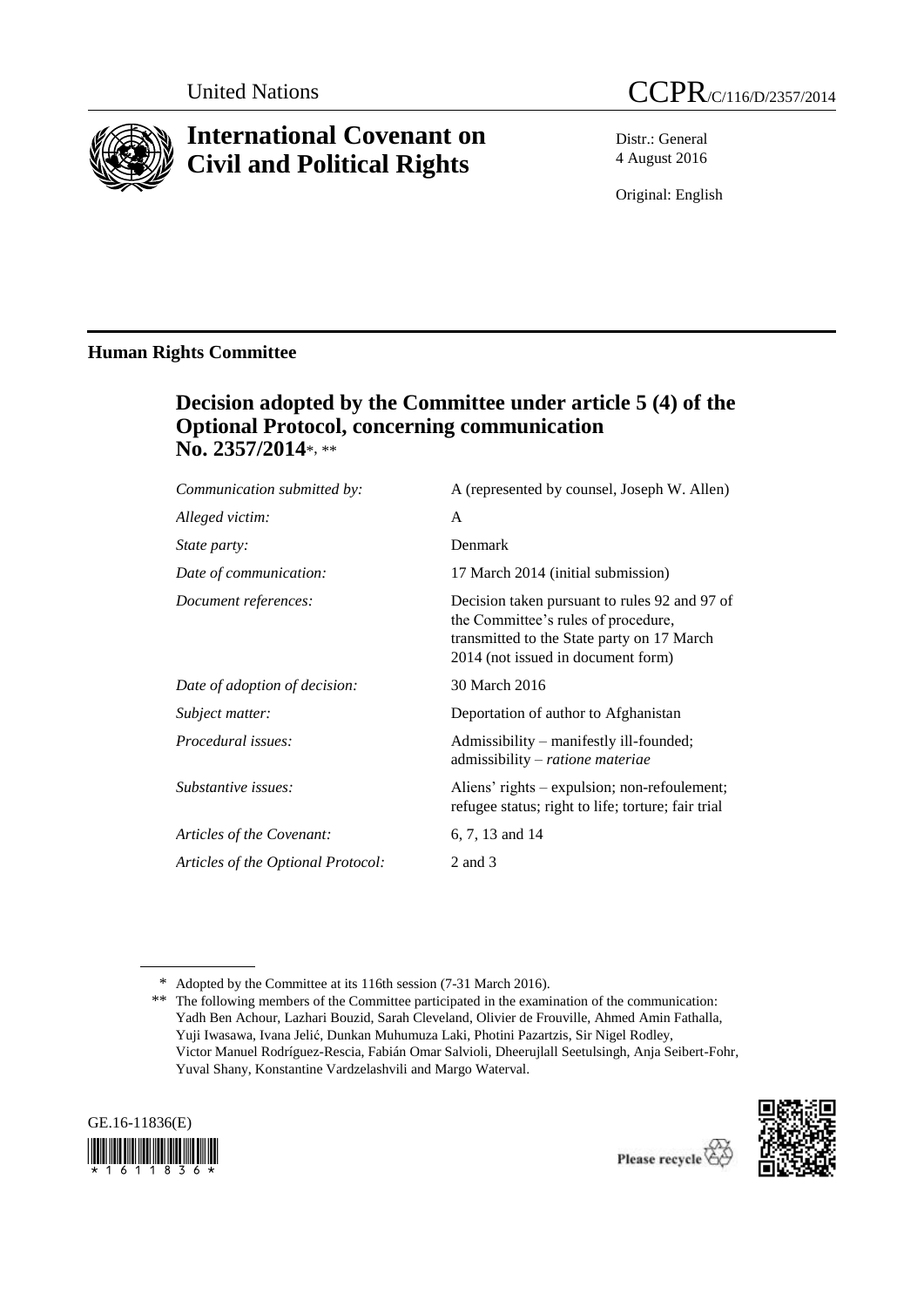United Nations

# CCPR/C/116/D/2357/2014

# International Covenant on Civil and Political Rights

Distr.: General
4 August 2016

Original: English

## Human Rights Committee

### Decision adopted by the Committee under article 5 (4) of the Optional Protocol, concerning communication No. 2357/2014*, **

| | |
|---|---|
| *Communication submitted by:* | A (represented by counsel, Joseph W. Allen) |
| *Alleged victim:* | A |
| *State party:* | Denmark |
| *Date of communication:* | 17 March 2014 (initial submission) |
| *Document references:* | Decision taken pursuant to rules 92 and 97 of the Committee's rules of procedure, transmitted to the State party on 17 March 2014 (not issued in document form) |
| *Date of adoption of decision:* | 30 March 2016 |
| *Subject matter:* | Deportation of author to Afghanistan |
| *Procedural issues:* | Admissibility – manifestly ill-founded; admissibility – *ratione materiae* |
| *Substantive issues:* | Aliens' rights – expulsion; non-refoulement; refugee status; right to life; torture; fair trial |
| *Articles of the Covenant:* | 6, 7, 13 and 14 |
| *Articles of the Optional Protocol:* | 2 and 3 |

\* Adopted by the Committee at its 116th session (7-31 March 2016).

\*\* The following members of the Committee participated in the examination of the communication: Yadh Ben Achour, Lazhari Bouzid, Sarah Cleveland, Olivier de Frouville, Ahmed Amin Fathalla, Yuji Iwasawa, Ivana Jelić, Dunkan Muhumuza Laki, Photini Pazartzis, Sir Nigel Rodley, Victor Manuel Rodríguez-Rescia, Fabián Omar Salvioli, Dheerujlall Seetulsingh, Anja Seibert-Fohr, Yuval Shany, Konstantine Vardzelashvili and Margo Waterval.

GE.16-11836(E)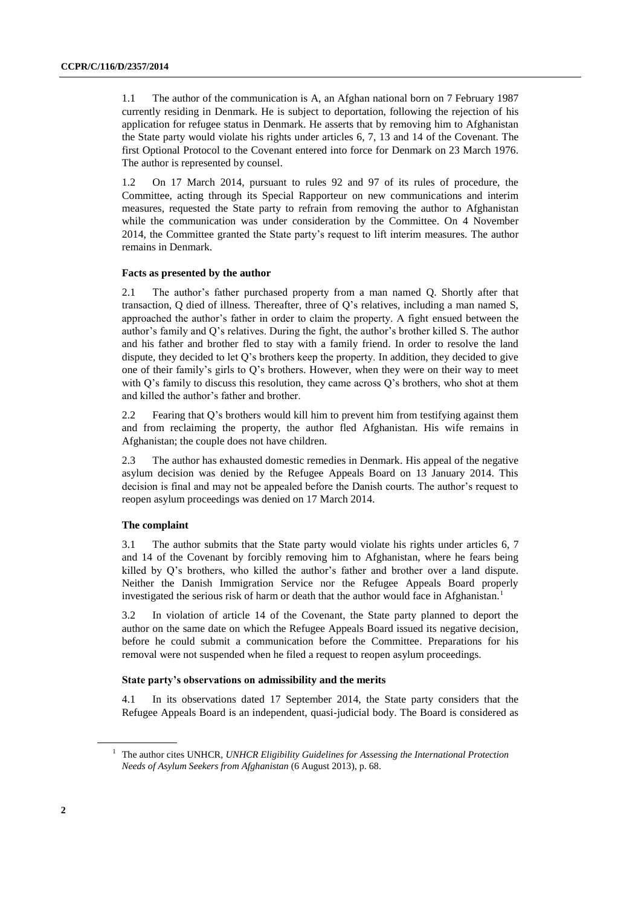1.1 The author of the communication is A, an Afghan national born on 7 February 1987 currently residing in Denmark. He is subject to deportation, following the rejection of his application for refugee status in Denmark. He asserts that by removing him to Afghanistan the State party would violate his rights under articles 6, 7, 13 and 14 of the Covenant. The first Optional Protocol to the Covenant entered into force for Denmark on 23 March 1976. The author is represented by counsel.

1.2 On 17 March 2014, pursuant to rules 92 and 97 of its rules of procedure, the Committee, acting through its Special Rapporteur on new communications and interim measures, requested the State party to refrain from removing the author to Afghanistan while the communication was under consideration by the Committee. On 4 November 2014, the Committee granted the State party's request to lift interim measures. The author remains in Denmark.

### Facts as presented by the author

2.1 The author's father purchased property from a man named Q. Shortly after that transaction, Q died of illness. Thereafter, three of Q's relatives, including a man named S, approached the author's father in order to claim the property. A fight ensued between the author's family and Q's relatives. During the fight, the author's brother killed S. The author and his father and brother fled to stay with a family friend. In order to resolve the land dispute, they decided to let Q's brothers keep the property. In addition, they decided to give one of their family's girls to Q's brothers. However, when they were on their way to meet with Q's family to discuss this resolution, they came across Q's brothers, who shot at them and killed the author's father and brother.

2.2 Fearing that Q's brothers would kill him to prevent him from testifying against them and from reclaiming the property, the author fled Afghanistan. His wife remains in Afghanistan; the couple does not have children.

2.3 The author has exhausted domestic remedies in Denmark. His appeal of the negative asylum decision was denied by the Refugee Appeals Board on 13 January 2014. This decision is final and may not be appealed before the Danish courts. The author's request to reopen asylum proceedings was denied on 17 March 2014.

### The complaint

3.1 The author submits that the State party would violate his rights under articles 6, 7 and 14 of the Covenant by forcibly removing him to Afghanistan, where he fears being killed by Q's brothers, who killed the author's father and brother over a land dispute. Neither the Danish Immigration Service nor the Refugee Appeals Board properly investigated the serious risk of harm or death that the author would face in Afghanistan.[1]

3.2 In violation of article 14 of the Covenant, the State party planned to deport the author on the same date on which the Refugee Appeals Board issued its negative decision, before he could submit a communication before the Committee. Preparations for his removal were not suspended when he filed a request to reopen asylum proceedings.

### State party's observations on admissibility and the merits

4.1 In its observations dated 17 September 2014, the State party considers that the Refugee Appeals Board is an independent, quasi-judicial body. The Board is considered as

---

[1] The author cites UNHCR, *UNHCR Eligibility Guidelines for Assessing the International Protection Needs of Asylum Seekers from Afghanistan* (6 August 2013), p. 68.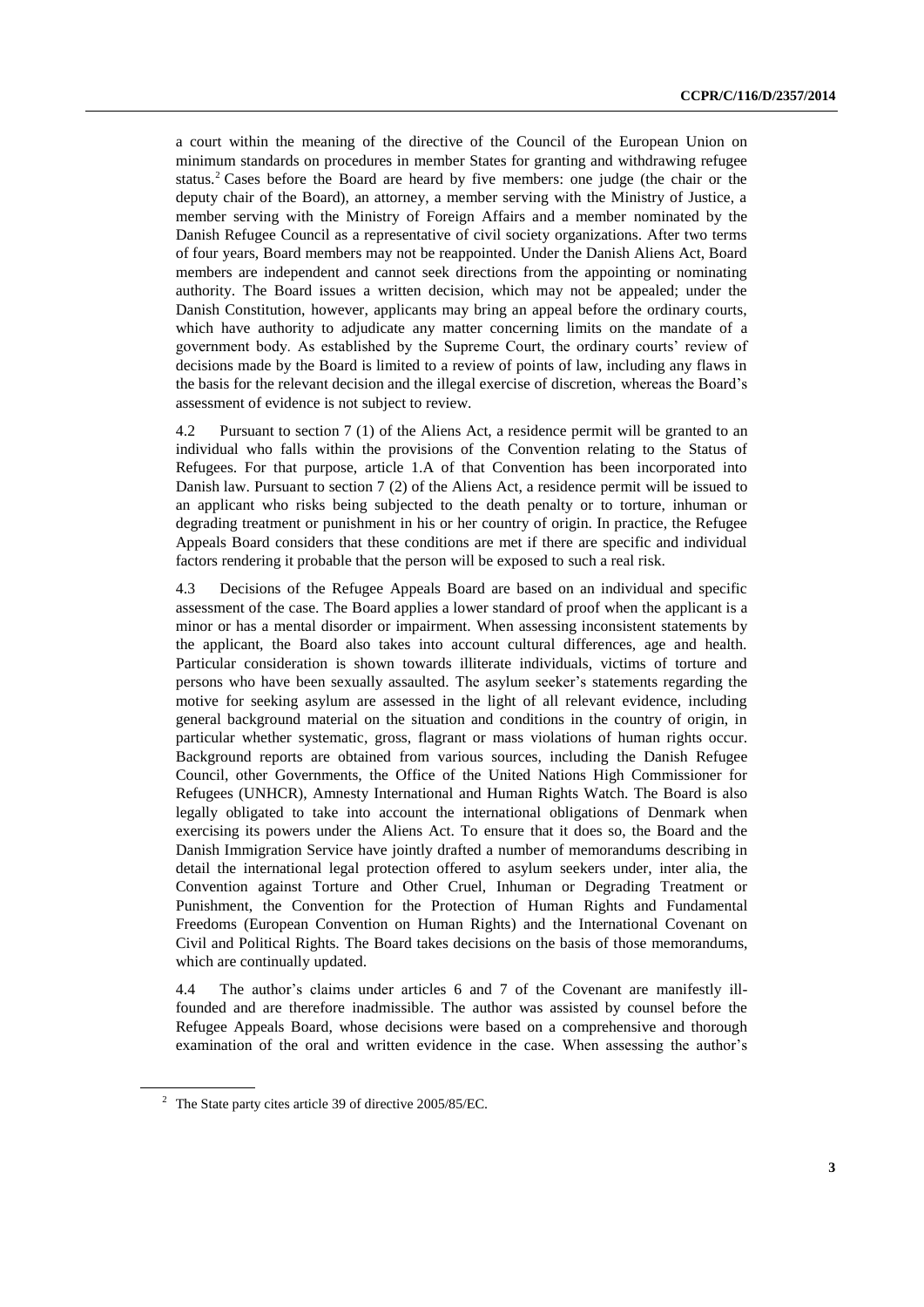a court within the meaning of the directive of the Council of the European Union on minimum standards on procedures in member States for granting and withdrawing refugee status.[2] Cases before the Board are heard by five members: one judge (the chair or the deputy chair of the Board), an attorney, a member serving with the Ministry of Justice, a member serving with the Ministry of Foreign Affairs and a member nominated by the Danish Refugee Council as a representative of civil society organizations. After two terms of four years, Board members may not be reappointed. Under the Danish Aliens Act, Board members are independent and cannot seek directions from the appointing or nominating authority. The Board issues a written decision, which may not be appealed; under the Danish Constitution, however, applicants may bring an appeal before the ordinary courts, which have authority to adjudicate any matter concerning limits on the mandate of a government body. As established by the Supreme Court, the ordinary courts' review of decisions made by the Board is limited to a review of points of law, including any flaws in the basis for the relevant decision and the illegal exercise of discretion, whereas the Board's assessment of evidence is not subject to review.

4.2 Pursuant to section 7 (1) of the Aliens Act, a residence permit will be granted to an individual who falls within the provisions of the Convention relating to the Status of Refugees. For that purpose, article 1.A of that Convention has been incorporated into Danish law. Pursuant to section 7 (2) of the Aliens Act, a residence permit will be issued to an applicant who risks being subjected to the death penalty or to torture, inhuman or degrading treatment or punishment in his or her country of origin. In practice, the Refugee Appeals Board considers that these conditions are met if there are specific and individual factors rendering it probable that the person will be exposed to such a real risk.

4.3 Decisions of the Refugee Appeals Board are based on an individual and specific assessment of the case. The Board applies a lower standard of proof when the applicant is a minor or has a mental disorder or impairment. When assessing inconsistent statements by the applicant, the Board also takes into account cultural differences, age and health. Particular consideration is shown towards illiterate individuals, victims of torture and persons who have been sexually assaulted. The asylum seeker's statements regarding the motive for seeking asylum are assessed in the light of all relevant evidence, including general background material on the situation and conditions in the country of origin, in particular whether systematic, gross, flagrant or mass violations of human rights occur. Background reports are obtained from various sources, including the Danish Refugee Council, other Governments, the Office of the United Nations High Commissioner for Refugees (UNHCR), Amnesty International and Human Rights Watch. The Board is also legally obligated to take into account the international obligations of Denmark when exercising its powers under the Aliens Act. To ensure that it does so, the Board and the Danish Immigration Service have jointly drafted a number of memorandums describing in detail the international legal protection offered to asylum seekers under, inter alia, the Convention against Torture and Other Cruel, Inhuman or Degrading Treatment or Punishment, the Convention for the Protection of Human Rights and Fundamental Freedoms (European Convention on Human Rights) and the International Covenant on Civil and Political Rights. The Board takes decisions on the basis of those memorandums, which are continually updated.

4.4 The author's claims under articles 6 and 7 of the Covenant are manifestly ill-founded and are therefore inadmissible. The author was assisted by counsel before the Refugee Appeals Board, whose decisions were based on a comprehensive and thorough examination of the oral and written evidence in the case. When assessing the author's

[2] The State party cites article 39 of directive 2005/85/EC.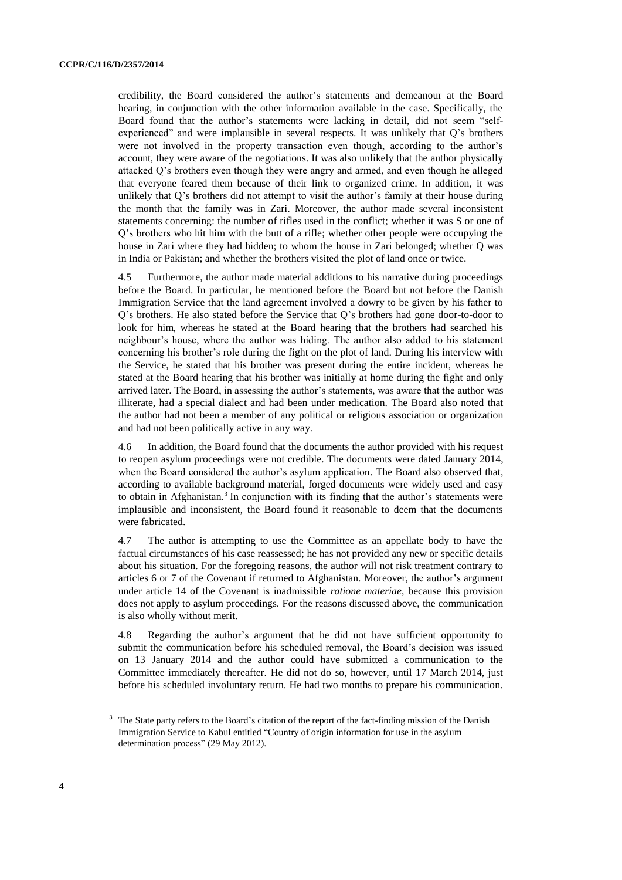credibility, the Board considered the author's statements and demeanour at the Board hearing, in conjunction with the other information available in the case. Specifically, the Board found that the author's statements were lacking in detail, did not seem "self-experienced" and were implausible in several respects. It was unlikely that Q's brothers were not involved in the property transaction even though, according to the author's account, they were aware of the negotiations. It was also unlikely that the author physically attacked Q's brothers even though they were angry and armed, and even though he alleged that everyone feared them because of their link to organized crime. In addition, it was unlikely that Q's brothers did not attempt to visit the author's family at their house during the month that the family was in Zari. Moreover, the author made several inconsistent statements concerning: the number of rifles used in the conflict; whether it was S or one of Q's brothers who hit him with the butt of a rifle; whether other people were occupying the house in Zari where they had hidden; to whom the house in Zari belonged; whether Q was in India or Pakistan; and whether the brothers visited the plot of land once or twice.

4.5 Furthermore, the author made material additions to his narrative during proceedings before the Board. In particular, he mentioned before the Board but not before the Danish Immigration Service that the land agreement involved a dowry to be given by his father to Q's brothers. He also stated before the Service that Q's brothers had gone door-to-door to look for him, whereas he stated at the Board hearing that the brothers had searched his neighbour's house, where the author was hiding. The author also added to his statement concerning his brother's role during the fight on the plot of land. During his interview with the Service, he stated that his brother was present during the entire incident, whereas he stated at the Board hearing that his brother was initially at home during the fight and only arrived later. The Board, in assessing the author's statements, was aware that the author was illiterate, had a special dialect and had been under medication. The Board also noted that the author had not been a member of any political or religious association or organization and had not been politically active in any way.

4.6 In addition, the Board found that the documents the author provided with his request to reopen asylum proceedings were not credible. The documents were dated January 2014, when the Board considered the author's asylum application. The Board also observed that, according to available background material, forged documents were widely used and easy to obtain in Afghanistan.[3] In conjunction with its finding that the author's statements were implausible and inconsistent, the Board found it reasonable to deem that the documents were fabricated.

4.7 The author is attempting to use the Committee as an appellate body to have the factual circumstances of his case reassessed; he has not provided any new or specific details about his situation. For the foregoing reasons, the author will not risk treatment contrary to articles 6 or 7 of the Covenant if returned to Afghanistan. Moreover, the author's argument under article 14 of the Covenant is inadmissible *ratione materiae*, because this provision does not apply to asylum proceedings. For the reasons discussed above, the communication is also wholly without merit.

4.8 Regarding the author's argument that he did not have sufficient opportunity to submit the communication before his scheduled removal, the Board's decision was issued on 13 January 2014 and the author could have submitted a communication to the Committee immediately thereafter. He did not do so, however, until 17 March 2014, just before his scheduled involuntary return. He had two months to prepare his communication.

---

[3] The State party refers to the Board's citation of the report of the fact-finding mission of the Danish Immigration Service to Kabul entitled "Country of origin information for use in the asylum determination process" (29 May 2012).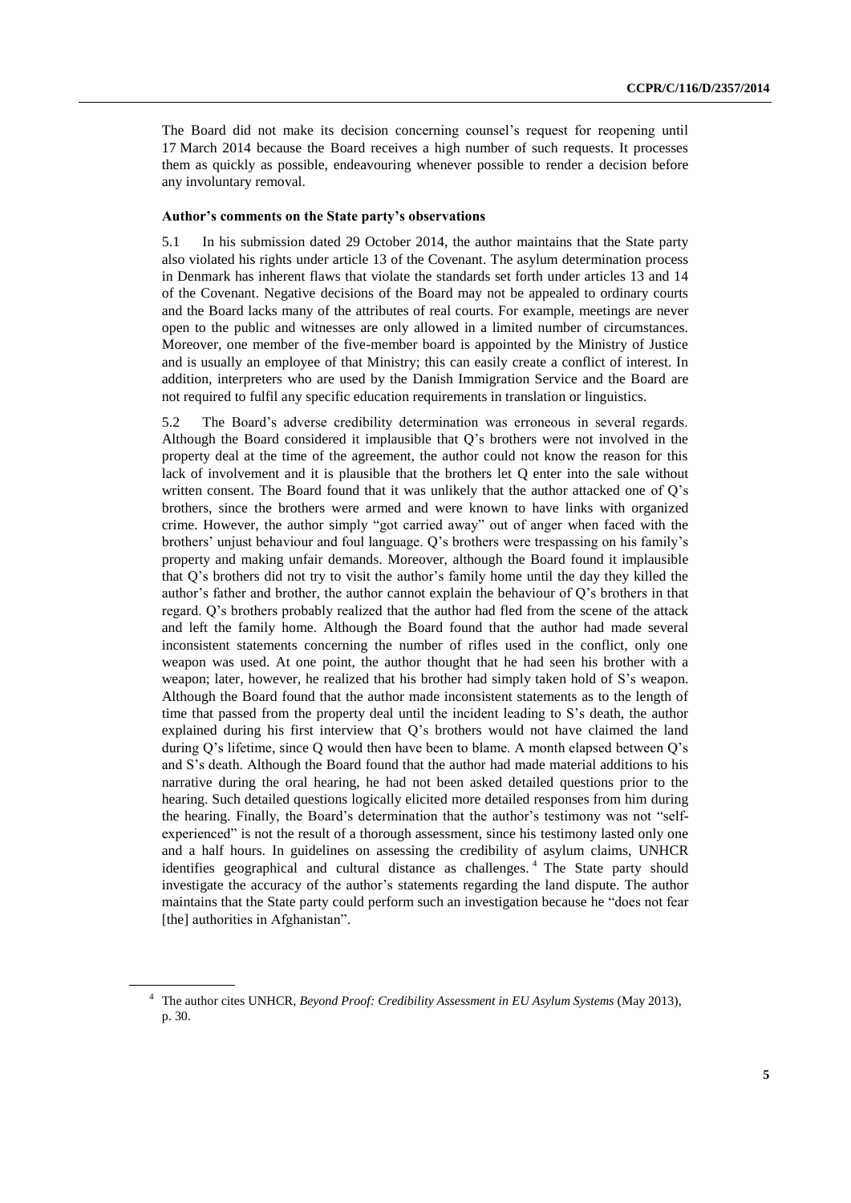The Board did not make its decision concerning counsel's request for reopening until 17 March 2014 because the Board receives a high number of such requests. It processes them as quickly as possible, endeavouring whenever possible to render a decision before any involuntary removal.

### Author's comments on the State party's observations

5.1 In his submission dated 29 October 2014, the author maintains that the State party also violated his rights under article 13 of the Covenant. The asylum determination process in Denmark has inherent flaws that violate the standards set forth under articles 13 and 14 of the Covenant. Negative decisions of the Board may not be appealed to ordinary courts and the Board lacks many of the attributes of real courts. For example, meetings are never open to the public and witnesses are only allowed in a limited number of circumstances. Moreover, one member of the five-member board is appointed by the Ministry of Justice and is usually an employee of that Ministry; this can easily create a conflict of interest. In addition, interpreters who are used by the Danish Immigration Service and the Board are not required to fulfil any specific education requirements in translation or linguistics.

5.2 The Board's adverse credibility determination was erroneous in several regards. Although the Board considered it implausible that Q's brothers were not involved in the property deal at the time of the agreement, the author could not know the reason for this lack of involvement and it is plausible that the brothers let Q enter into the sale without written consent. The Board found that it was unlikely that the author attacked one of Q's brothers, since the brothers were armed and were known to have links with organized crime. However, the author simply "got carried away" out of anger when faced with the brothers' unjust behaviour and foul language. Q's brothers were trespassing on his family's property and making unfair demands. Moreover, although the Board found it implausible that Q's brothers did not try to visit the author's family home until the day they killed the author's father and brother, the author cannot explain the behaviour of Q's brothers in that regard. Q's brothers probably realized that the author had fled from the scene of the attack and left the family home. Although the Board found that the author had made several inconsistent statements concerning the number of rifles used in the conflict, only one weapon was used. At one point, the author thought that he had seen his brother with a weapon; later, however, he realized that his brother had simply taken hold of S's weapon. Although the Board found that the author made inconsistent statements as to the length of time that passed from the property deal until the incident leading to S's death, the author explained during his first interview that Q's brothers would not have claimed the land during Q's lifetime, since Q would then have been to blame. A month elapsed between Q's and S's death. Although the Board found that the author had made material additions to his narrative during the oral hearing, he had not been asked detailed questions prior to the hearing. Such detailed questions logically elicited more detailed responses from him during the hearing. Finally, the Board's determination that the author's testimony was not "self-experienced" is not the result of a thorough assessment, since his testimony lasted only one and a half hours. In guidelines on assessing the credibility of asylum claims, UNHCR identifies geographical and cultural distance as challenges.[4] The State party should investigate the accuracy of the author's statements regarding the land dispute. The author maintains that the State party could perform such an investigation because he "does not fear [the] authorities in Afghanistan".

---

[4] The author cites UNHCR, *Beyond Proof: Credibility Assessment in EU Asylum Systems* (May 2013), p. 30.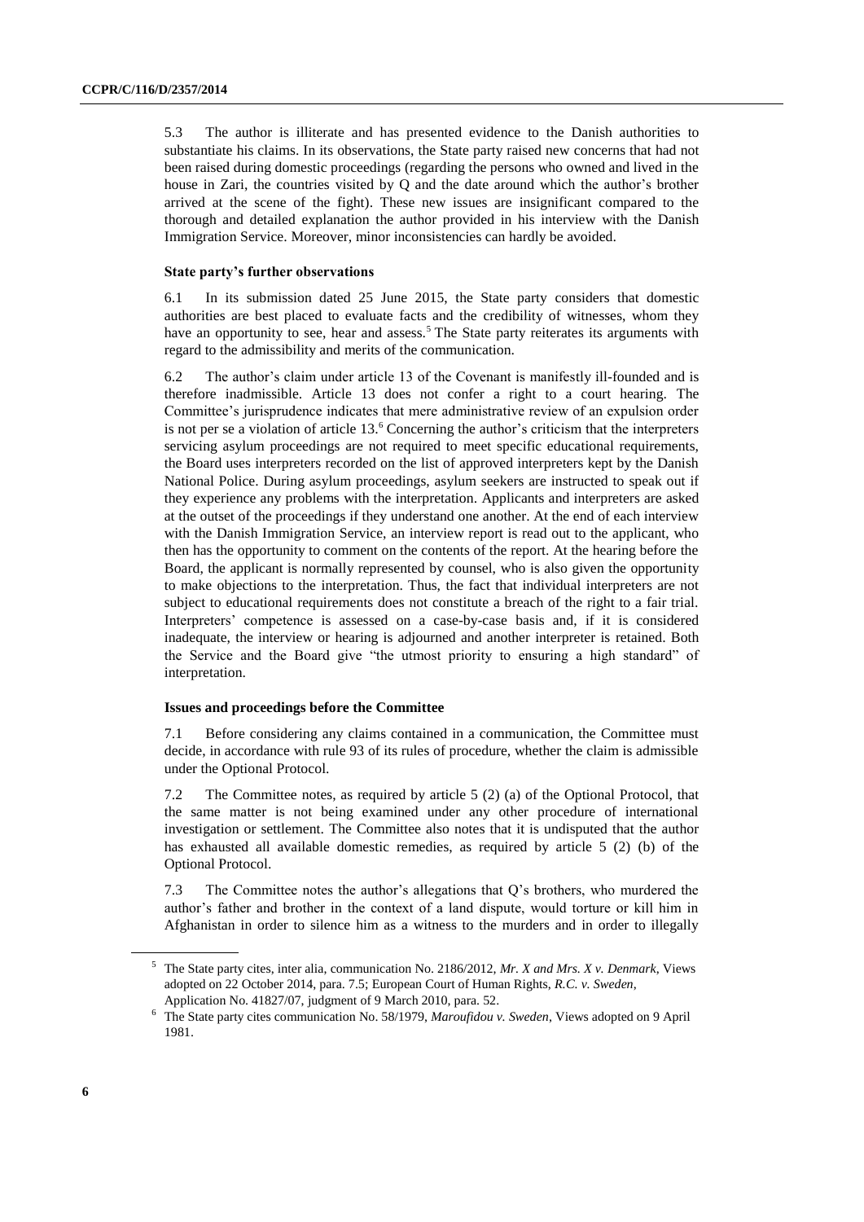5.3 The author is illiterate and has presented evidence to the Danish authorities to substantiate his claims. In its observations, the State party raised new concerns that had not been raised during domestic proceedings (regarding the persons who owned and lived in the house in Zari, the countries visited by Q and the date around which the author's brother arrived at the scene of the fight). These new issues are insignificant compared to the thorough and detailed explanation the author provided in his interview with the Danish Immigration Service. Moreover, minor inconsistencies can hardly be avoided.

### State party's further observations

6.1 In its submission dated 25 June 2015, the State party considers that domestic authorities are best placed to evaluate facts and the credibility of witnesses, whom they have an opportunity to see, hear and assess.[5] The State party reiterates its arguments with regard to the admissibility and merits of the communication.

6.2 The author's claim under article 13 of the Covenant is manifestly ill-founded and is therefore inadmissible. Article 13 does not confer a right to a court hearing. The Committee's jurisprudence indicates that mere administrative review of an expulsion order is not per se a violation of article 13.[6] Concerning the author's criticism that the interpreters servicing asylum proceedings are not required to meet specific educational requirements, the Board uses interpreters recorded on the list of approved interpreters kept by the Danish National Police. During asylum proceedings, asylum seekers are instructed to speak out if they experience any problems with the interpretation. Applicants and interpreters are asked at the outset of the proceedings if they understand one another. At the end of each interview with the Danish Immigration Service, an interview report is read out to the applicant, who then has the opportunity to comment on the contents of the report. At the hearing before the Board, the applicant is normally represented by counsel, who is also given the opportunity to make objections to the interpretation. Thus, the fact that individual interpreters are not subject to educational requirements does not constitute a breach of the right to a fair trial. Interpreters' competence is assessed on a case-by-case basis and, if it is considered inadequate, the interview or hearing is adjourned and another interpreter is retained. Both the Service and the Board give "the utmost priority to ensuring a high standard" of interpretation.

### Issues and proceedings before the Committee

7.1 Before considering any claims contained in a communication, the Committee must decide, in accordance with rule 93 of its rules of procedure, whether the claim is admissible under the Optional Protocol.

7.2 The Committee notes, as required by article 5 (2) (a) of the Optional Protocol, that the same matter is not being examined under any other procedure of international investigation or settlement. The Committee also notes that it is undisputed that the author has exhausted all available domestic remedies, as required by article 5 (2) (b) of the Optional Protocol.

7.3 The Committee notes the author's allegations that Q's brothers, who murdered the author's father and brother in the context of a land dispute, would torture or kill him in Afghanistan in order to silence him as a witness to the murders and in order to illegally

---

[5] The State party cites, inter alia, communication No. 2186/2012, *Mr. X and Mrs. X v. Denmark*, Views adopted on 22 October 2014, para. 7.5; European Court of Human Rights, *R.C. v. Sweden*, Application No. 41827/07, judgment of 9 March 2010, para. 52.

[6] The State party cites communication No. 58/1979, *Maroufidou v. Sweden*, Views adopted on 9 April 1981.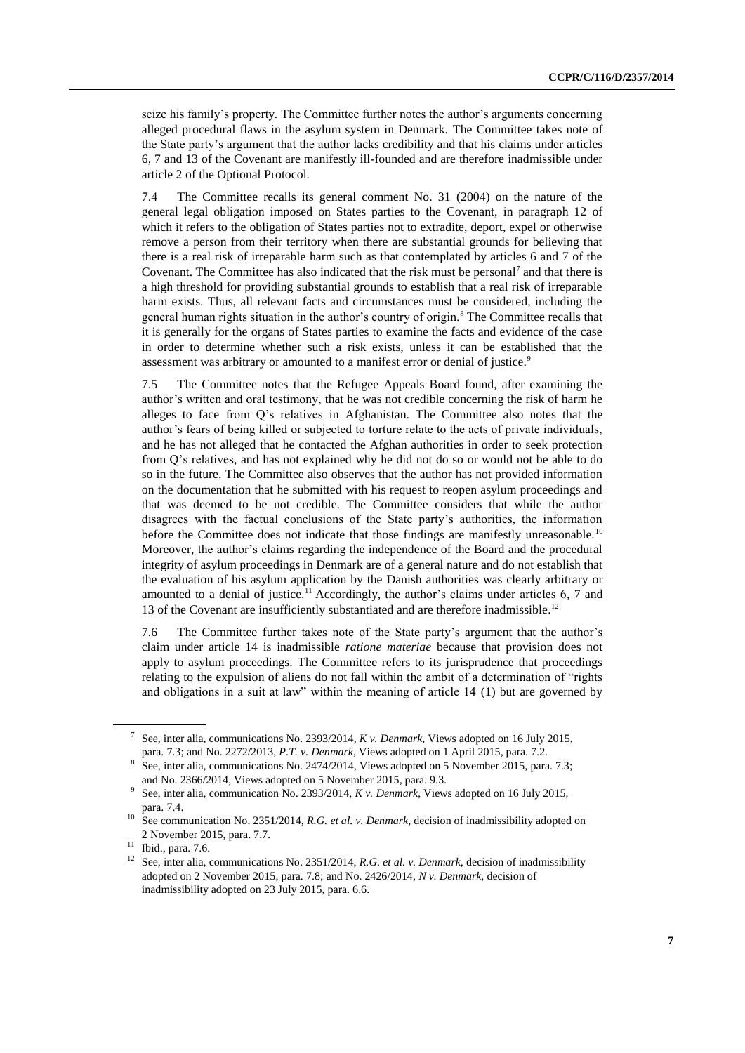seize his family's property. The Committee further notes the author's arguments concerning alleged procedural flaws in the asylum system in Denmark. The Committee takes note of the State party's argument that the author lacks credibility and that his claims under articles 6, 7 and 13 of the Covenant are manifestly ill-founded and are therefore inadmissible under article 2 of the Optional Protocol.

7.4 The Committee recalls its general comment No. 31 (2004) on the nature of the general legal obligation imposed on States parties to the Covenant, in paragraph 12 of which it refers to the obligation of States parties not to extradite, deport, expel or otherwise remove a person from their territory when there are substantial grounds for believing that there is a real risk of irreparable harm such as that contemplated by articles 6 and 7 of the Covenant. The Committee has also indicated that the risk must be personal[7] and that there is a high threshold for providing substantial grounds to establish that a real risk of irreparable harm exists. Thus, all relevant facts and circumstances must be considered, including the general human rights situation in the author's country of origin.[8] The Committee recalls that it is generally for the organs of States parties to examine the facts and evidence of the case in order to determine whether such a risk exists, unless it can be established that the assessment was arbitrary or amounted to a manifest error or denial of justice.[9]

7.5 The Committee notes that the Refugee Appeals Board found, after examining the author's written and oral testimony, that he was not credible concerning the risk of harm he alleges to face from Q's relatives in Afghanistan. The Committee also notes that the author's fears of being killed or subjected to torture relate to the acts of private individuals, and he has not alleged that he contacted the Afghan authorities in order to seek protection from Q's relatives, and has not explained why he did not do so or would not be able to do so in the future. The Committee also observes that the author has not provided information on the documentation that he submitted with his request to reopen asylum proceedings and that was deemed to be not credible. The Committee considers that while the author disagrees with the factual conclusions of the State party's authorities, the information before the Committee does not indicate that those findings are manifestly unreasonable.[10] Moreover, the author's claims regarding the independence of the Board and the procedural integrity of asylum proceedings in Denmark are of a general nature and do not establish that the evaluation of his asylum application by the Danish authorities was clearly arbitrary or amounted to a denial of justice.[11] Accordingly, the author's claims under articles 6, 7 and 13 of the Covenant are insufficiently substantiated and are therefore inadmissible.[12]

7.6 The Committee further takes note of the State party's argument that the author's claim under article 14 is inadmissible *ratione materiae* because that provision does not apply to asylum proceedings. The Committee refers to its jurisprudence that proceedings relating to the expulsion of aliens do not fall within the ambit of a determination of "rights and obligations in a suit at law" within the meaning of article 14 (1) but are governed by

---

[7] See, inter alia, communications No. 2393/2014, *K v. Denmark*, Views adopted on 16 July 2015, para. 7.3; and No. 2272/2013, *P.T. v. Denmark*, Views adopted on 1 April 2015, para. 7.2.

[8] See, inter alia, communications No. 2474/2014, Views adopted on 5 November 2015, para. 7.3; and No. 2366/2014, Views adopted on 5 November 2015, para. 9.3.

[9] See, inter alia, communication No. 2393/2014, *K v. Denmark*, Views adopted on 16 July 2015, para. 7.4.

[10] See communication No. 2351/2014, *R.G. et al. v. Denmark*, decision of inadmissibility adopted on 2 November 2015, para. 7.7.

[11] Ibid., para. 7.6.

[12] See, inter alia, communications No. 2351/2014, *R.G. et al. v. Denmark*, decision of inadmissibility adopted on 2 November 2015, para. 7.8; and No. 2426/2014, *N v. Denmark*, decision of inadmissibility adopted on 23 July 2015, para. 6.6.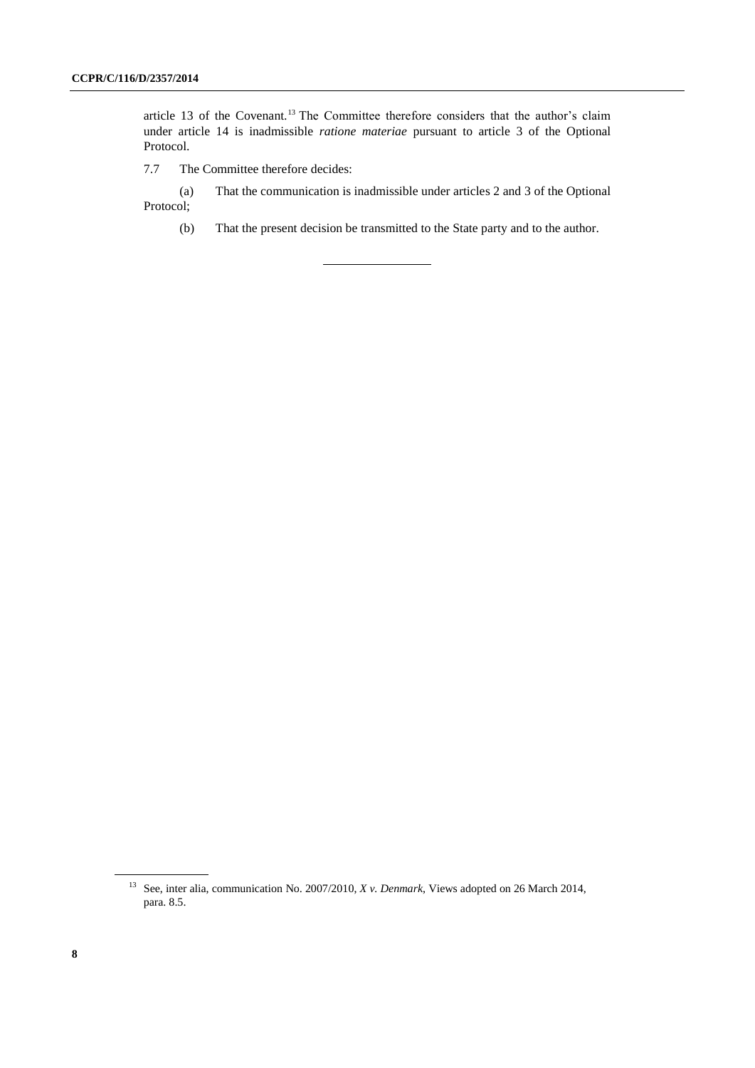article 13 of the Covenant.[13] The Committee therefore considers that the author's claim under article 14 is inadmissible *ratione materiae* pursuant to article 3 of the Optional Protocol.

7.7 The Committee therefore decides:

(a) That the communication is inadmissible under articles 2 and 3 of the Optional Protocol;

(b) That the present decision be transmitted to the State party and to the author.

---

[13] See, inter alia, communication No. 2007/2010, *X v. Denmark*, Views adopted on 26 March 2014, para. 8.5.